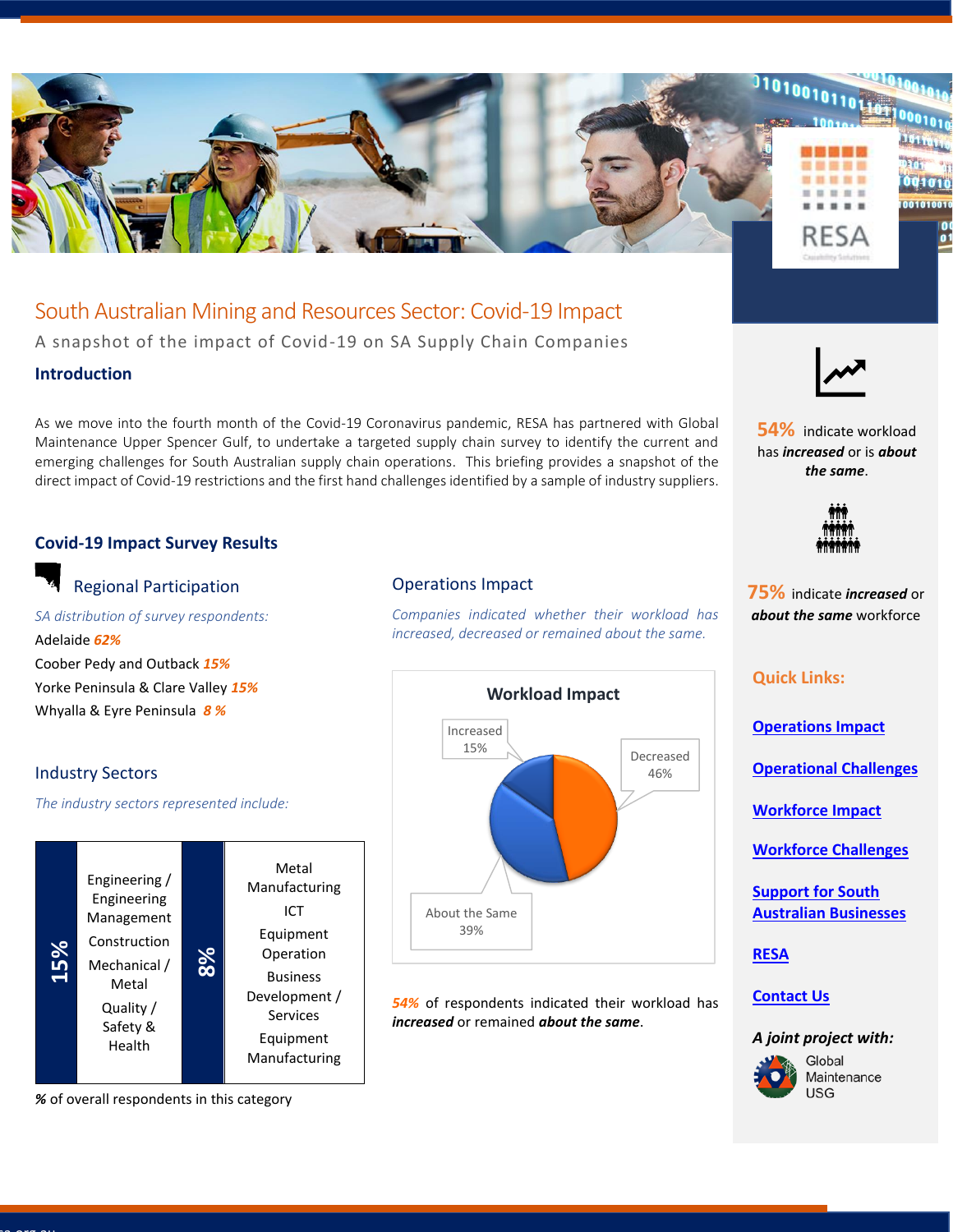# South Australian Mining and Resources Sector: Covid-19 Impact

A snapshot of the impact of Covid-19 on SA Supply Chain Companies

## Introduction

As we move into the fourth month of the Covid-19 Coronavirus pandemic, RESA has partnered with Global Maintenance Upper Spencer Gulf, to undertake a targeted supply chain survey to identify the current and emerging challenges for South Australian supply chain operations. This briefing provides a snapshot of the direct impact of Covid-19 restrictions and the first hand challenges identified by a sample of industry suppliers.

## Covid-19 Impact Survey Results

### Regional Participation

*SA distribution of survey respondents:*

Adelaide ***62%***

Coober Pedy and Outback ***15%***

Yorke Peninsula & Clare Valley ***15%***

Whyalla & Eyre Peninsula ***8 %***

### Industry Sectors

*The industry sectors represented include:*

| % | Sectors |
|---|---|
| 15% | Engineering / Engineering Management; Construction; Mechanical / Metal; Quality / Safety & Health |
| 8% | Metal Manufacturing; ICT; Equipment Operation; Business Development / Services; Equipment Manufacturing |

*%* of overall respondents in this category

### Operations Impact

*Companies indicated whether their workload has increased, decreased or remained about the same.*

**Workload Impact**

| Workload | % |
|---|---|
| Increased | 15% |
| Decreased | 46% |
| About the Same | 39% |

***54%*** of respondents indicated their workload has ***increased*** or remained ***about the same***.

**54%** indicate workload has ***increased*** or is ***about the same***.

**75%** indicate ***increased*** or ***about the same*** workforce

**Quick Links:**

Operations Impact

Operational Challenges

Workforce Impact

Workforce Challenges

Support for South Australian Businesses

RESA

Contact Us

***A joint project with:***

Global Maintenance USG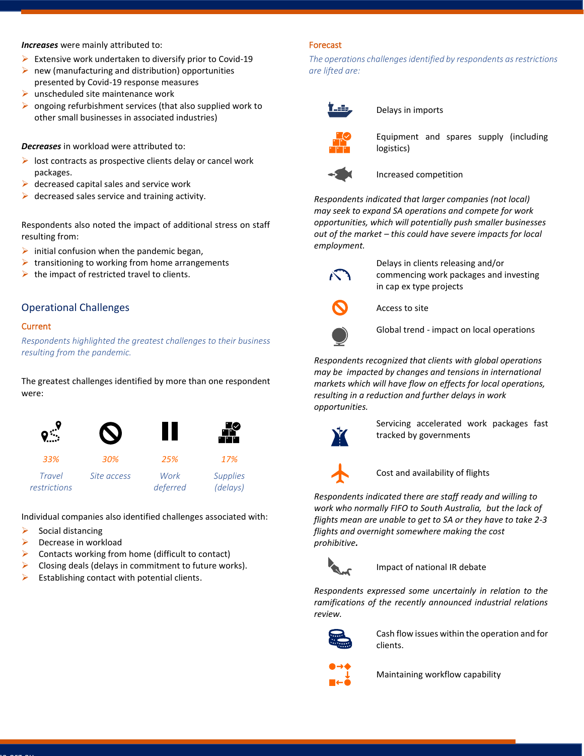***Increases*** were mainly attributed to:

- Extensive work undertaken to diversify prior to Covid-19
- new (manufacturing and distribution) opportunities presented by Covid-19 response measures
- unscheduled site maintenance work
- ongoing refurbishment services (that also supplied work to other small businesses in associated industries)

***Decreases*** in workload were attributed to:

- lost contracts as prospective clients delay or cancel work packages.
- decreased capital sales and service work
- decreased sales service and training activity.

Respondents also noted the impact of additional stress on staff resulting from:

- initial confusion when the pandemic began,
- transitioning to working from home arrangements
- the impact of restricted travel to clients.

## Operational Challenges

### Current

*Respondents highlighted the greatest challenges to their business resulting from the pandemic.*

The greatest challenges identified by more than one respondent were:

| 33% | 30% | 25% | 17% |
|---|---|---|---|
| Travel restrictions | Site access | Work deferred | Supplies (delays) |

Individual companies also identified challenges associated with:

- Social distancing
- Decrease in workload
- Contacts working from home (difficult to contact)
- Closing deals (delays in commitment to future works).
- Establishing contact with potential clients.

### Forecast

*The operations challenges identified by respondents as restrictions are lifted are:*

- Delays in imports
- Equipment and spares supply (including logistics)
- Increased competition

*Respondents indicated that larger companies (not local) may seek to expand SA operations and compete for work opportunities, which will potentially push smaller businesses out of the market – this could have severe impacts for local employment.*

- Delays in clients releasing and/or commencing work packages and investing in cap ex type projects
- Access to site
- Global trend - impact on local operations

*Respondents recognized that clients with global operations may be impacted by changes and tensions in international markets which will have flow on effects for local operations, resulting in a reduction and further delays in work opportunities.*

- Servicing accelerated work packages fast tracked by governments
- Cost and availability of flights

*Respondents indicated there are staff ready and willing to work who normally FIFO to South Australia, but the lack of flights mean are unable to get to SA or they have to take 2-3 flights and overnight somewhere making the cost prohibitive.*

- Impact of national IR debate

*Respondents expressed some uncertainly in relation to the ramifications of the recently announced industrial relations review.*

- Cash flow issues within the operation and for clients.
- Maintaining workflow capability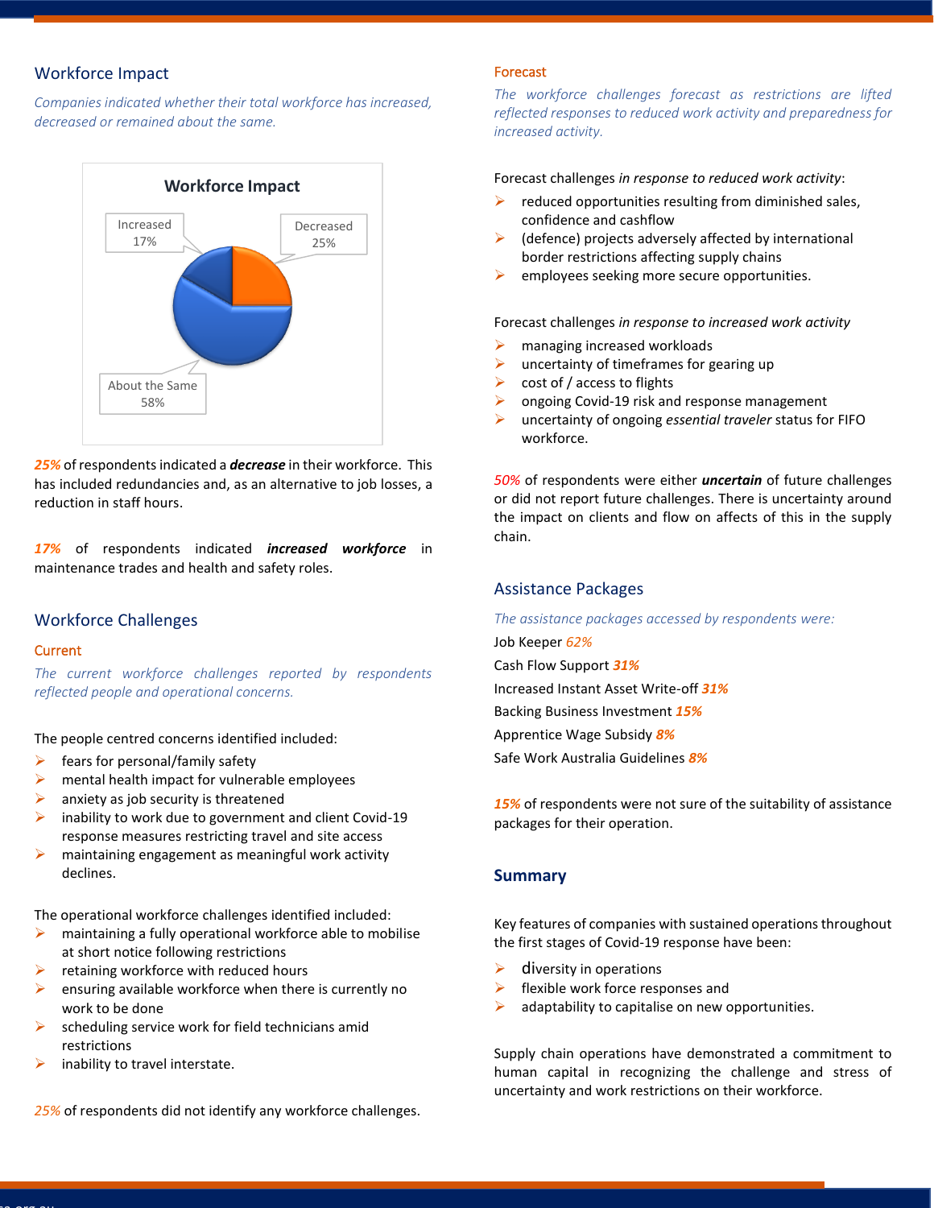## Workforce Impact

*Companies indicated whether their total workforce has increased, decreased or remained about the same.*

**Workforce Impact**

| Category | Percentage |
|---|---|
| Increased | 17% |
| Decreased | 25% |
| About the Same | 58% |

***25%*** of respondents indicated a ***decrease*** in their workforce. This has included redundancies and, as an alternative to job losses, a reduction in staff hours.

***17%*** of respondents indicated ***increased workforce*** in maintenance trades and health and safety roles.

## Workforce Challenges

### Current

*The current workforce challenges reported by respondents reflected people and operational concerns.*

The people centred concerns identified included:

- fears for personal/family safety
- mental health impact for vulnerable employees
- anxiety as job security is threatened
- inability to work due to government and client Covid-19 response measures restricting travel and site access
- maintaining engagement as meaningful work activity declines.

The operational workforce challenges identified included:

- maintaining a fully operational workforce able to mobilise at short notice following restrictions
- retaining workforce with reduced hours
- ensuring available workforce when there is currently no work to be done
- scheduling service work for field technicians amid restrictions
- inability to travel interstate.

*25%* of respondents did not identify any workforce challenges.

### Forecast

*The workforce challenges forecast as restrictions are lifted reflected responses to reduced work activity and preparedness for increased activity.*

Forecast challenges *in response to reduced work activity*:

- reduced opportunities resulting from diminished sales, confidence and cashflow
- (defence) projects adversely affected by international border restrictions affecting supply chains
- employees seeking more secure opportunities.

Forecast challenges *in response to increased work activity*

- managing increased workloads
- uncertainty of timeframes for gearing up
- cost of / access to flights
- ongoing Covid-19 risk and response management
- uncertainty of ongoing *essential traveler* status for FIFO workforce.

*50%* of respondents were either ***uncertain*** of future challenges or did not report future challenges. There is uncertainty around the impact on clients and flow on affects of this in the supply chain.

## Assistance Packages

*The assistance packages accessed by respondents were:*

Job Keeper *62%*

Cash Flow Support ***31%***

Increased Instant Asset Write-off ***31%***

Backing Business Investment ***15%***

Apprentice Wage Subsidy ***8%***

Safe Work Australia Guidelines ***8%***

***15%*** of respondents were not sure of the suitability of assistance packages for their operation.

## Summary

Key features of companies with sustained operations throughout the first stages of Covid-19 response have been:

- diversity in operations
- flexible work force responses and
- adaptability to capitalise on new opportunities.

Supply chain operations have demonstrated a commitment to human capital in recognizing the challenge and stress of uncertainty and work restrictions on their workforce.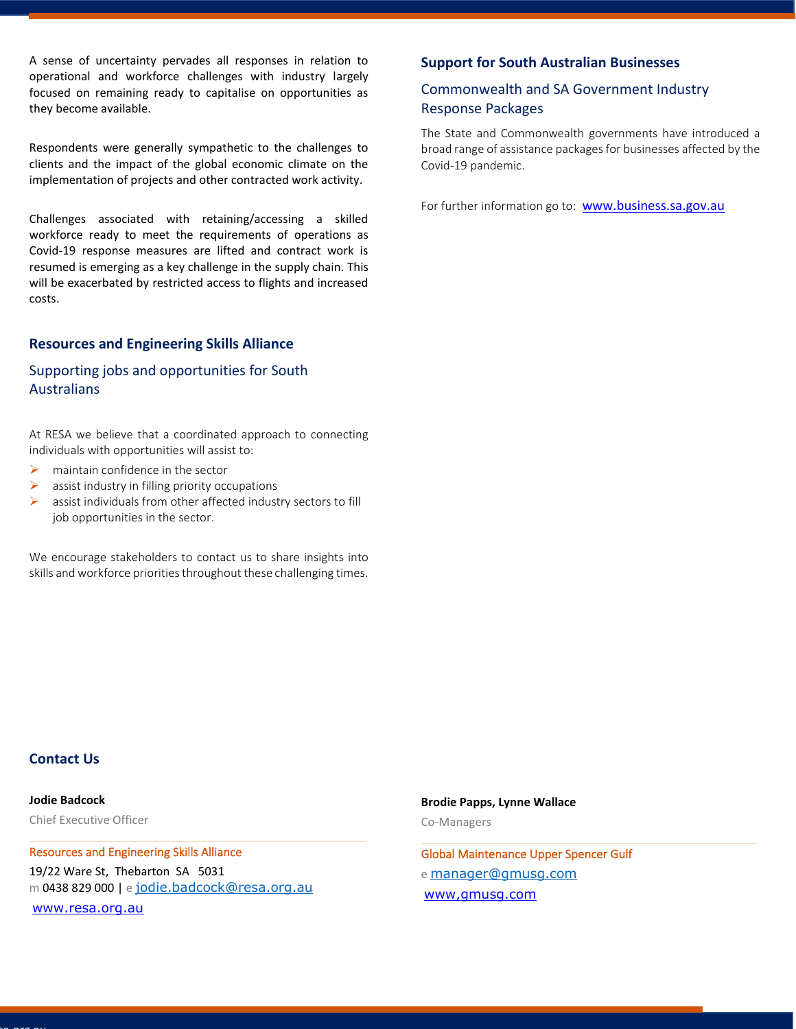A sense of uncertainty pervades all responses in relation to operational and workforce challenges with industry largely focused on remaining ready to capitalise on opportunities as they become available.

Respondents were generally sympathetic to the challenges to clients and the impact of the global economic climate on the implementation of projects and other contracted work activity.

Challenges associated with retaining/accessing a skilled workforce ready to meet the requirements of operations as Covid-19 response measures are lifted and contract work is resumed is emerging as a key challenge in the supply chain. This will be exacerbated by restricted access to flights and increased costs.

## Resources and Engineering Skills Alliance

### Supporting jobs and opportunities for South Australians

At RESA we believe that a coordinated approach to connecting individuals with opportunities will assist to:

- maintain confidence in the sector
- assist industry in filling priority occupations
- assist individuals from other affected industry sectors to fill job opportunities in the sector.

We encourage stakeholders to contact us to share insights into skills and workforce priorities throughout these challenging times.

## Support for South Australian Businesses

### Commonwealth and SA Government Industry Response Packages

The State and Commonwealth governments have introduced a broad range of assistance packages for businesses affected by the Covid-19 pandemic.

For further information go to: www.business.sa.gov.au

## Contact Us

**Jodie Badcock**

Chief Executive Officer

Resources and Engineering Skills Alliance

19/22 Ware St, Thebarton SA 5031

m 0438 829 000 | e jodie.badcock@resa.org.au

www.resa.org.au

**Brodie Papps, Lynne Wallace**

Co-Managers

Global Maintenance Upper Spencer Gulf

e manager@gmusg.com

www,gmusg.com